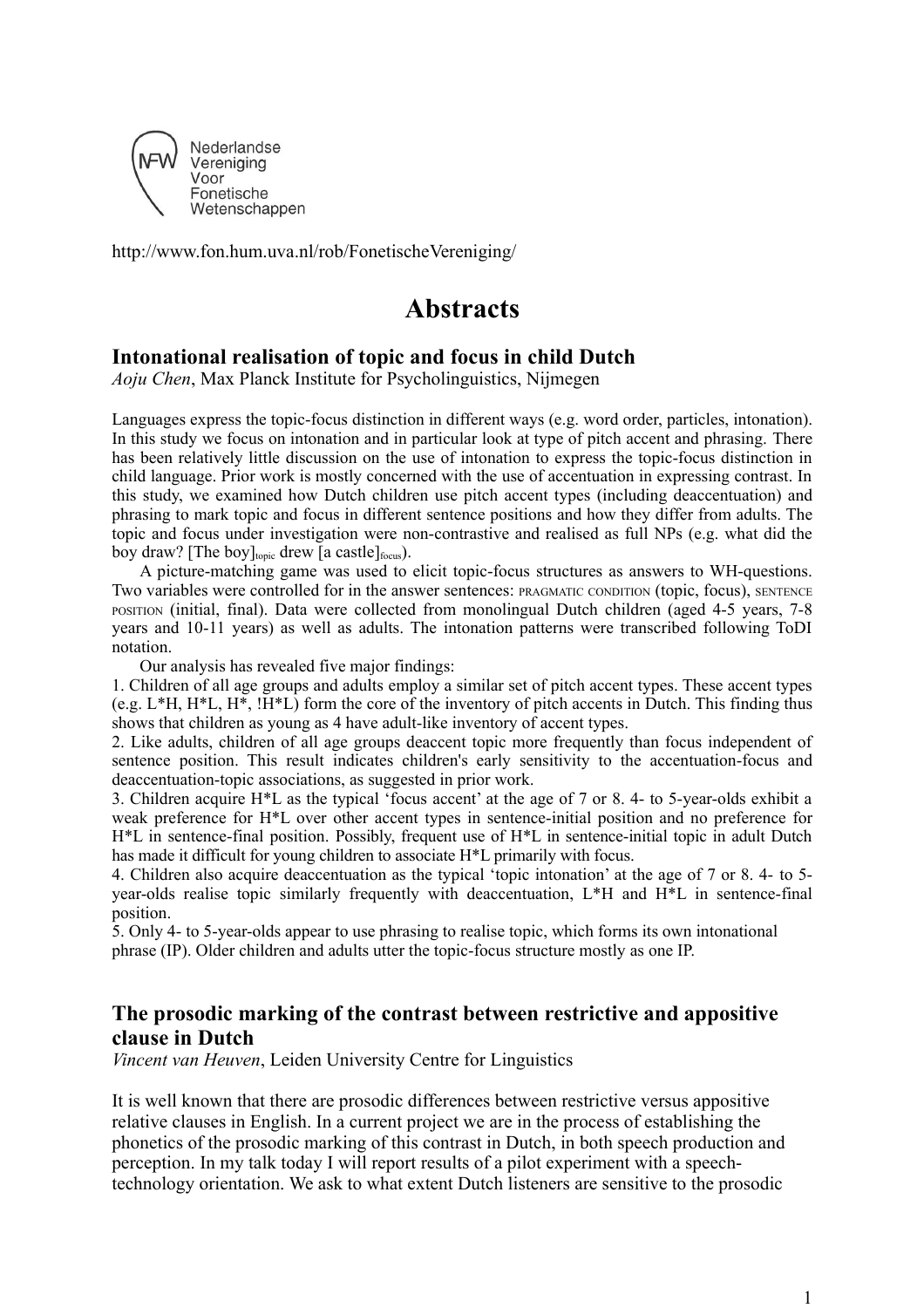Nederlandse Vereniging Voor Fonetische Wetenschappen

http://www.fon.hum.uva.nl/rob/FonetischeVereniging/

# Abstracts

## Intonational realisation of topic and focus in child Dutch

*Aoju Chen*, Max Planck Institute for Psycholinguistics, Nijmegen

Languages express the topic-focus distinction in different ways (e.g. word order, particles, intonation). In this study we focus on intonation and in particular look at type of pitch accent and phrasing. There has been relatively little discussion on the use of intonation to express the topic-focus distinction in child language. Prior work is mostly concerned with the use of accentuation in expressing contrast. In this study, we examined how Dutch children use pitch accent types (including deaccentuation) and phrasing to mark topic and focus in different sentence positions and how they differ from adults. The topic and focus under investigation were non-contrastive and realised as full NPs (e.g. what did the boy draw? [The boy]$_{topic}$ drew [a castle]$_{focus}$).

A picture-matching game was used to elicit topic-focus structures as answers to WH-questions. Two variables were controlled for in the answer sentences: PRAGMATIC CONDITION (topic, focus), SENTENCE POSITION (initial, final). Data were collected from monolingual Dutch children (aged 4-5 years, 7-8 years and 10-11 years) as well as adults. The intonation patterns were transcribed following ToDI notation.

Our analysis has revealed five major findings:

1. Children of all age groups and adults employ a similar set of pitch accent types. These accent types (e.g. L*H, H*L, H*, !H*L) form the core of the inventory of pitch accents in Dutch. This finding thus shows that children as young as 4 have adult-like inventory of accent types.
2. Like adults, children of all age groups deaccent topic more frequently than focus independent of sentence position. This result indicates children's early sensitivity to the accentuation-focus and deaccentuation-topic associations, as suggested in prior work.
3. Children acquire H*L as the typical 'focus accent' at the age of 7 or 8. 4- to 5-year-olds exhibit a weak preference for H*L over other accent types in sentence-initial position and no preference for H*L in sentence-final position. Possibly, frequent use of H*L in sentence-initial topic in adult Dutch has made it difficult for young children to associate H*L primarily with focus.
4. Children also acquire deaccentuation as the typical 'topic intonation' at the age of 7 or 8. 4- to 5-year-olds realise topic similarly frequently with deaccentuation, L*H and H*L in sentence-final position.
5. Only 4- to 5-year-olds appear to use phrasing to realise topic, which forms its own intonational phrase (IP). Older children and adults utter the topic-focus structure mostly as one IP.

## The prosodic marking of the contrast between restrictive and appositive clause in Dutch

*Vincent van Heuven*, Leiden University Centre for Linguistics

It is well known that there are prosodic differences between restrictive versus appositive relative clauses in English. In a current project we are in the process of establishing the phonetics of the prosodic marking of this contrast in Dutch, in both speech production and perception. In my talk today I will report results of a pilot experiment with a speech-technology orientation. We ask to what extent Dutch listeners are sensitive to the prosodic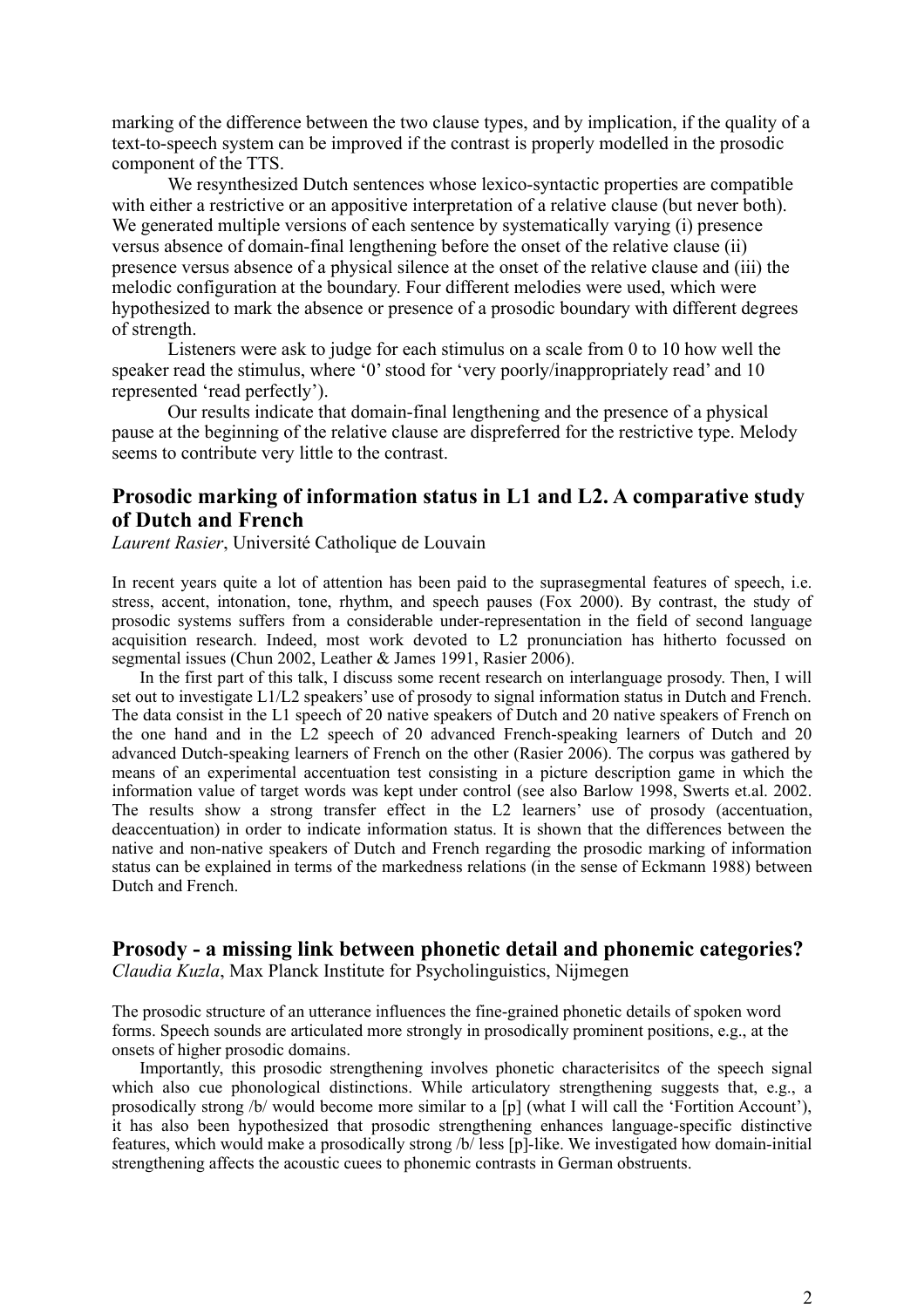marking of the difference between the two clause types, and by implication, if the quality of a text-to-speech system can be improved if the contrast is properly modelled in the prosodic component of the TTS.

We resynthesized Dutch sentences whose lexico-syntactic properties are compatible with either a restrictive or an appositive interpretation of a relative clause (but never both). We generated multiple versions of each sentence by systematically varying (i) presence versus absence of domain-final lengthening before the onset of the relative clause (ii) presence versus absence of a physical silence at the onset of the relative clause and (iii) the melodic configuration at the boundary. Four different melodies were used, which were hypothesized to mark the absence or presence of a prosodic boundary with different degrees of strength.

Listeners were ask to judge for each stimulus on a scale from 0 to 10 how well the speaker read the stimulus, where '0' stood for 'very poorly/inappropriately read' and 10 represented 'read perfectly').

Our results indicate that domain-final lengthening and the presence of a physical pause at the beginning of the relative clause are dispreferred for the restrictive type. Melody seems to contribute very little to the contrast.

## Prosodic marking of information status in L1 and L2. A comparative study of Dutch and French

*Laurent Rasier*, Université Catholique de Louvain

In recent years quite a lot of attention has been paid to the suprasegmental features of speech, i.e. stress, accent, intonation, tone, rhythm, and speech pauses (Fox 2000). By contrast, the study of prosodic systems suffers from a considerable under-representation in the field of second language acquisition research. Indeed, most work devoted to L2 pronunciation has hitherto focussed on segmental issues (Chun 2002, Leather & James 1991, Rasier 2006).

In the first part of this talk, I discuss some recent research on interlanguage prosody. Then, I will set out to investigate L1/L2 speakers' use of prosody to signal information status in Dutch and French. The data consist in the L1 speech of 20 native speakers of Dutch and 20 native speakers of French on the one hand and in the L2 speech of 20 advanced French-speaking learners of Dutch and 20 advanced Dutch-speaking learners of French on the other (Rasier 2006). The corpus was gathered by means of an experimental accentuation test consisting in a picture description game in which the information value of target words was kept under control (see also Barlow 1998, Swerts et.al. 2002. The results show a strong transfer effect in the L2 learners' use of prosody (accentuation, deaccentuation) in order to indicate information status. It is shown that the differences between the native and non-native speakers of Dutch and French regarding the prosodic marking of information status can be explained in terms of the markedness relations (in the sense of Eckmann 1988) between Dutch and French.

## Prosody - a missing link between phonetic detail and phonemic categories?

*Claudia Kuzla*, Max Planck Institute for Psycholinguistics, Nijmegen

The prosodic structure of an utterance influences the fine-grained phonetic details of spoken word forms. Speech sounds are articulated more strongly in prosodically prominent positions, e.g., at the onsets of higher prosodic domains.

Importantly, this prosodic strengthening involves phonetic characterisitcs of the speech signal which also cue phonological distinctions. While articulatory strengthening suggests that, e.g., a prosodically strong /b/ would become more similar to a [p] (what I will call the 'Fortition Account'), it has also been hypothesized that prosodic strengthening enhances language-specific distinctive features, which would make a prosodically strong /b/ less [p]-like. We investigated how domain-initial strengthening affects the acoustic cuees to phonemic contrasts in German obstruents.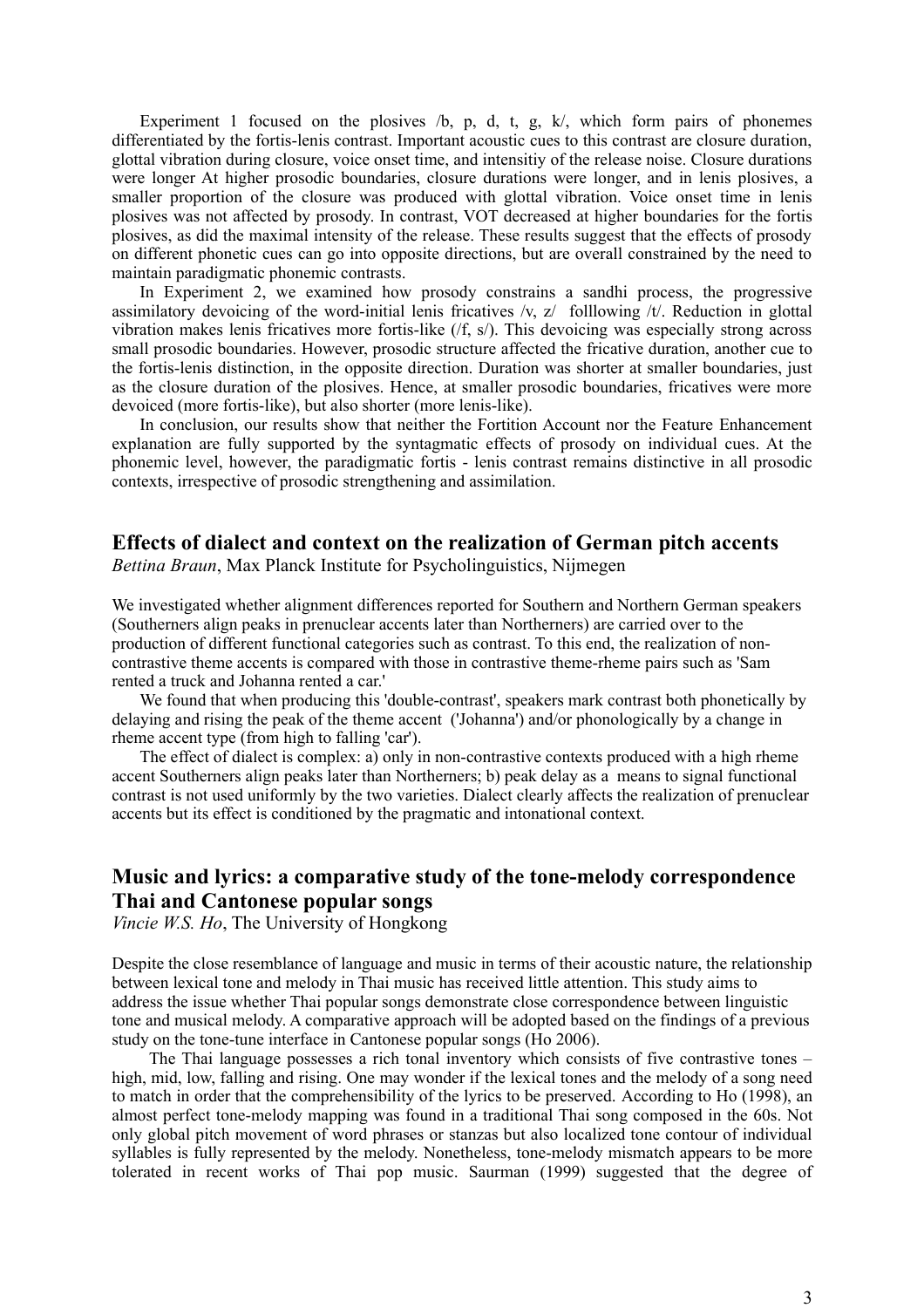Experiment 1 focused on the plosives /b, p, d, t, g, k/, which form pairs of phonemes differentiated by the fortis-lenis contrast. Important acoustic cues to this contrast are closure duration, glottal vibration during closure, voice onset time, and intensitiy of the release noise. Closure durations were longer At higher prosodic boundaries, closure durations were longer, and in lenis plosives, a smaller proportion of the closure was produced with glottal vibration. Voice onset time in lenis plosives was not affected by prosody. In contrast, VOT decreased at higher boundaries for the fortis plosives, as did the maximal intensity of the release. These results suggest that the effects of prosody on different phonetic cues can go into opposite directions, but are overall constrained by the need to maintain paradigmatic phonemic contrasts.

In Experiment 2, we examined how prosody constrains a sandhi process, the progressive assimilatory devoicing of the word-initial lenis fricatives /v, z/ folllowing /t/. Reduction in glottal vibration makes lenis fricatives more fortis-like (/f, s/). This devoicing was especially strong across small prosodic boundaries. However, prosodic structure affected the fricative duration, another cue to the fortis-lenis distinction, in the opposite direction. Duration was shorter at smaller boundaries, just as the closure duration of the plosives. Hence, at smaller prosodic boundaries, fricatives were more devoiced (more fortis-like), but also shorter (more lenis-like).

In conclusion, our results show that neither the Fortition Account nor the Feature Enhancement explanation are fully supported by the syntagmatic effects of prosody on individual cues. At the phonemic level, however, the paradigmatic fortis - lenis contrast remains distinctive in all prosodic contexts, irrespective of prosodic strengthening and assimilation.

## Effects of dialect and context on the realization of German pitch accents

*Bettina Braun*, Max Planck Institute for Psycholinguistics, Nijmegen

We investigated whether alignment differences reported for Southern and Northern German speakers (Southerners align peaks in prenuclear accents later than Northerners) are carried over to the production of different functional categories such as contrast. To this end, the realization of non-contrastive theme accents is compared with those in contrastive theme-rheme pairs such as 'Sam rented a truck and Johanna rented a car.'

We found that when producing this 'double-contrast', speakers mark contrast both phonetically by delaying and rising the peak of the theme accent ('Johanna') and/or phonologically by a change in rheme accent type (from high to falling 'car').

The effect of dialect is complex: a) only in non-contrastive contexts produced with a high rheme accent Southerners align peaks later than Northerners; b) peak delay as a means to signal functional contrast is not used uniformly by the two varieties. Dialect clearly affects the realization of prenuclear accents but its effect is conditioned by the pragmatic and intonational context.

## Music and lyrics: a comparative study of the tone-melody correspondence Thai and Cantonese popular songs

*Vincie W.S. Ho*, The University of Hongkong

Despite the close resemblance of language and music in terms of their acoustic nature, the relationship between lexical tone and melody in Thai music has received little attention. This study aims to address the issue whether Thai popular songs demonstrate close correspondence between linguistic tone and musical melody. A comparative approach will be adopted based on the findings of a previous study on the tone-tune interface in Cantonese popular songs (Ho 2006).

The Thai language possesses a rich tonal inventory which consists of five contrastive tones – high, mid, low, falling and rising. One may wonder if the lexical tones and the melody of a song need to match in order that the comprehensibility of the lyrics to be preserved. According to Ho (1998), an almost perfect tone-melody mapping was found in a traditional Thai song composed in the 60s. Not only global pitch movement of word phrases or stanzas but also localized tone contour of individual syllables is fully represented by the melody. Nonetheless, tone-melody mismatch appears to be more tolerated in recent works of Thai pop music. Saurman (1999) suggested that the degree of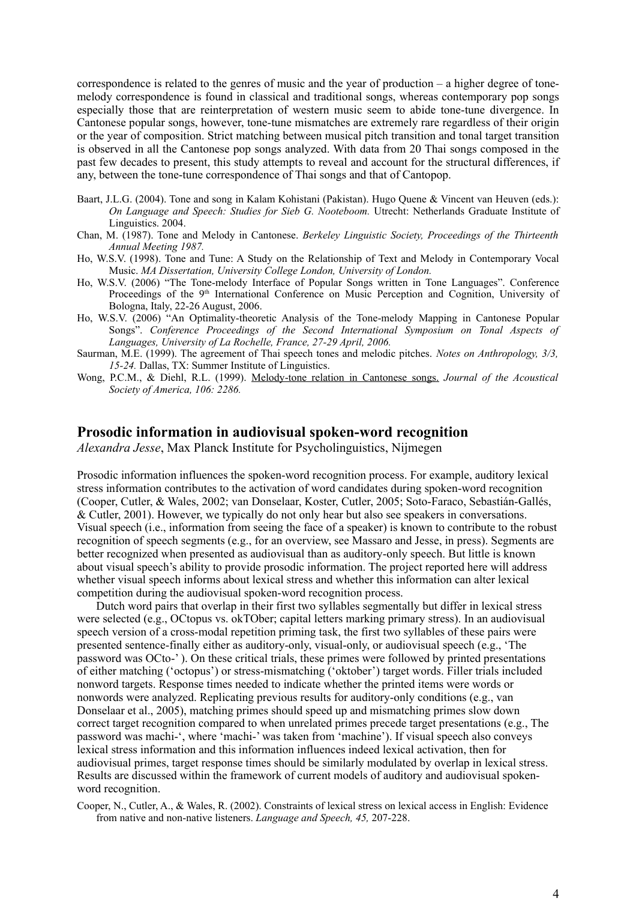correspondence is related to the genres of music and the year of production – a higher degree of tone-melody correspondence is found in classical and traditional songs, whereas contemporary pop songs especially those that are reinterpretation of western music seem to abide tone-tune divergence. In Cantonese popular songs, however, tone-tune mismatches are extremely rare regardless of their origin or the year of composition. Strict matching between musical pitch transition and tonal target transition is observed in all the Cantonese pop songs analyzed. With data from 20 Thai songs composed in the past few decades to present, this study attempts to reveal and account for the structural differences, if any, between the tone-tune correspondence of Thai songs and that of Cantopop.

Baart, J.L.G. (2004). Tone and song in Kalam Kohistani (Pakistan). Hugo Quene & Vincent van Heuven (eds.): *On Language and Speech: Studies for Sieb G. Nooteboom.* Utrecht: Netherlands Graduate Institute of Linguistics. 2004.

Chan, M. (1987). Tone and Melody in Cantonese. *Berkeley Linguistic Society, Proceedings of the Thirteenth Annual Meeting 1987.*

Ho, W.S.V. (1998). Tone and Tune: A Study on the Relationship of Text and Melody in Contemporary Vocal Music. *MA Dissertation, University College London, University of London.*

Ho, W.S.V. (2006) "The Tone-melody Interface of Popular Songs written in Tone Languages". Conference Proceedings of the 9th International Conference on Music Perception and Cognition, University of Bologna, Italy, 22-26 August, 2006.

Ho, W.S.V. (2006) "An Optimality-theoretic Analysis of the Tone-melody Mapping in Cantonese Popular Songs". *Conference Proceedings of the Second International Symposium on Tonal Aspects of Languages, University of La Rochelle, France, 27-29 April, 2006.*

Saurman, M.E. (1999). The agreement of Thai speech tones and melodic pitches. *Notes on Anthropology, 3/3, 15-24.* Dallas, TX: Summer Institute of Linguistics.

Wong, P.C.M., & Diehl, R.L. (1999). Melody-tone relation in Cantonese songs. *Journal of the Acoustical Society of America, 106: 2286.*

## Prosodic information in audiovisual spoken-word recognition

*Alexandra Jesse*, Max Planck Institute for Psycholinguistics, Nijmegen

Prosodic information influences the spoken-word recognition process. For example, auditory lexical stress information contributes to the activation of word candidates during spoken-word recognition (Cooper, Cutler, & Wales, 2002; van Donselaar, Koster, Cutler, 2005; Soto-Faraco, Sebastián-Gallés, & Cutler, 2001). However, we typically do not only hear but also see speakers in conversations. Visual speech (i.e., information from seeing the face of a speaker) is known to contribute to the robust recognition of speech segments (e.g., for an overview, see Massaro and Jesse, in press). Segments are better recognized when presented as audiovisual than as auditory-only speech. But little is known about visual speech's ability to provide prosodic information. The project reported here will address whether visual speech informs about lexical stress and whether this information can alter lexical competition during the audiovisual spoken-word recognition process.

Dutch word pairs that overlap in their first two syllables segmentally but differ in lexical stress were selected (e.g., OCtopus vs. okTOber; capital letters marking primary stress). In an audiovisual speech version of a cross-modal repetition priming task, the first two syllables of these pairs were presented sentence-finally either as auditory-only, visual-only, or audiovisual speech (e.g., 'The password was OCto-' ). On these critical trials, these primes were followed by printed presentations of either matching ('octopus') or stress-mismatching ('oktober') target words. Filler trials included nonword targets. Response times needed to indicate whether the printed items were words or nonwords were analyzed. Replicating previous results for auditory-only conditions (e.g., van Donselaar et al., 2005), matching primes should speed up and mismatching primes slow down correct target recognition compared to when unrelated primes precede target presentations (e.g., The password was machi-', where 'machi-' was taken from 'machine'). If visual speech also conveys lexical stress information and this information influences indeed lexical activation, then for audiovisual primes, target response times should be similarly modulated by overlap in lexical stress. Results are discussed within the framework of current models of auditory and audiovisual spoken-word recognition.

Cooper, N., Cutler, A., & Wales, R. (2002). Constraints of lexical stress on lexical access in English: Evidence from native and non-native listeners. *Language and Speech, 45,* 207-228.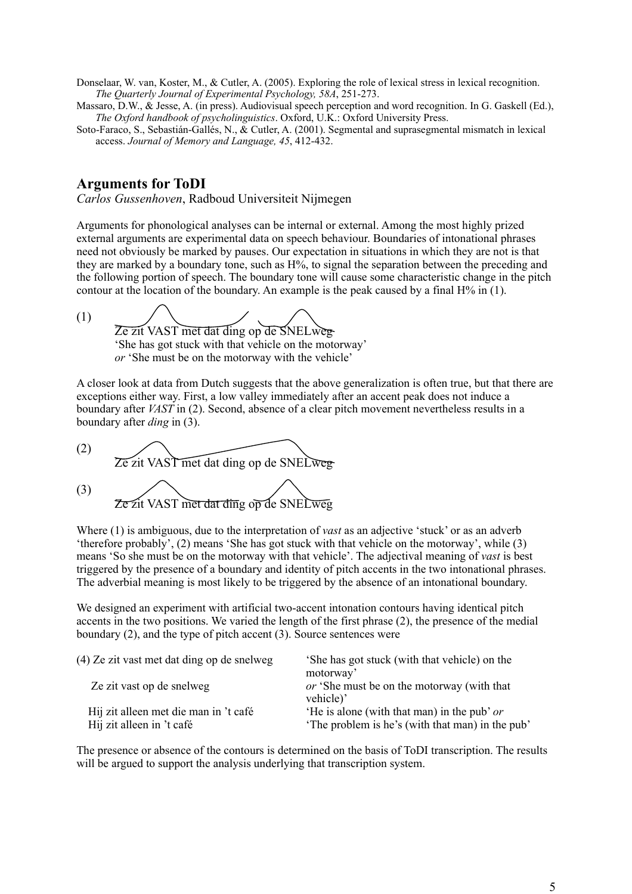Donselaar, W. van, Koster, M., & Cutler, A. (2005). Exploring the role of lexical stress in lexical recognition. *The Quarterly Journal of Experimental Psychology, 58A*, 251-273.

Massaro, D.W., & Jesse, A. (in press). Audiovisual speech perception and word recognition. In G. Gaskell (Ed.), *The Oxford handbook of psycholinguistics*. Oxford, U.K.: Oxford University Press.

Soto-Faraco, S., Sebastián-Gallés, N., & Cutler, A. (2001). Segmental and suprasegmental mismatch in lexical access. *Journal of Memory and Language, 45*, 412-432.

## Arguments for ToDI

*Carlos Gussenhoven*, Radboud Universiteit Nijmegen

Arguments for phonological analyses can be internal or external. Among the most highly prized external arguments are experimental data on speech behaviour. Boundaries of intonational phrases need not obviously be marked by pauses. Our expectation in situations in which they are not is that they are marked by a boundary tone, such as H%, to signal the separation between the preceding and the following portion of speech. The boundary tone will cause some characteristic change in the pitch contour at the location of the boundary. An example is the peak caused by a final H% in (1).

(1) Ze zit VAST met dat ding op de SNELweg
'She has got stuck with that vehicle on the motorway'
*or* 'She must be on the motorway with the vehicle'

A closer look at data from Dutch suggests that the above generalization is often true, but that there are exceptions either way. First, a low valley immediately after an accent peak does not induce a boundary after *VAST* in (2). Second, absence of a clear pitch movement nevertheless results in a boundary after *ding* in (3).

(2) Ze zit VAST met dat ding op de SNELweg

(3) Ze zit VAST met dat ding op de SNELweg

Where (1) is ambiguous, due to the interpretation of *vast* as an adjective 'stuck' or as an adverb 'therefore probably', (2) means 'She has got stuck with that vehicle on the motorway', while (3) means 'So she must be on the motorway with that vehicle'. The adjectival meaning of *vast* is best triggered by the presence of a boundary and identity of pitch accents in the two intonational phrases. The adverbial meaning is most likely to be triggered by the absence of an intonational boundary.

We designed an experiment with artificial two-accent intonation contours having identical pitch accents in the two positions. We varied the length of the first phrase (2), the presence of the medial boundary (2), and the type of pitch accent (3). Source sentences were

| | |
|---|---|
| (4) Ze zit vast met dat ding op de snelweg | 'She has got stuck (with that vehicle) on the motorway' |
| Ze zit vast op de snelweg | *or* 'She must be on the motorway (with that vehicle)' |
| Hij zit alleen met die man in 't café | 'He is alone (with that man) in the pub' *or* |
| Hij zit alleen in 't café | 'The problem is he's (with that man) in the pub' |

The presence or absence of the contours is determined on the basis of ToDI transcription. The results will be argued to support the analysis underlying that transcription system.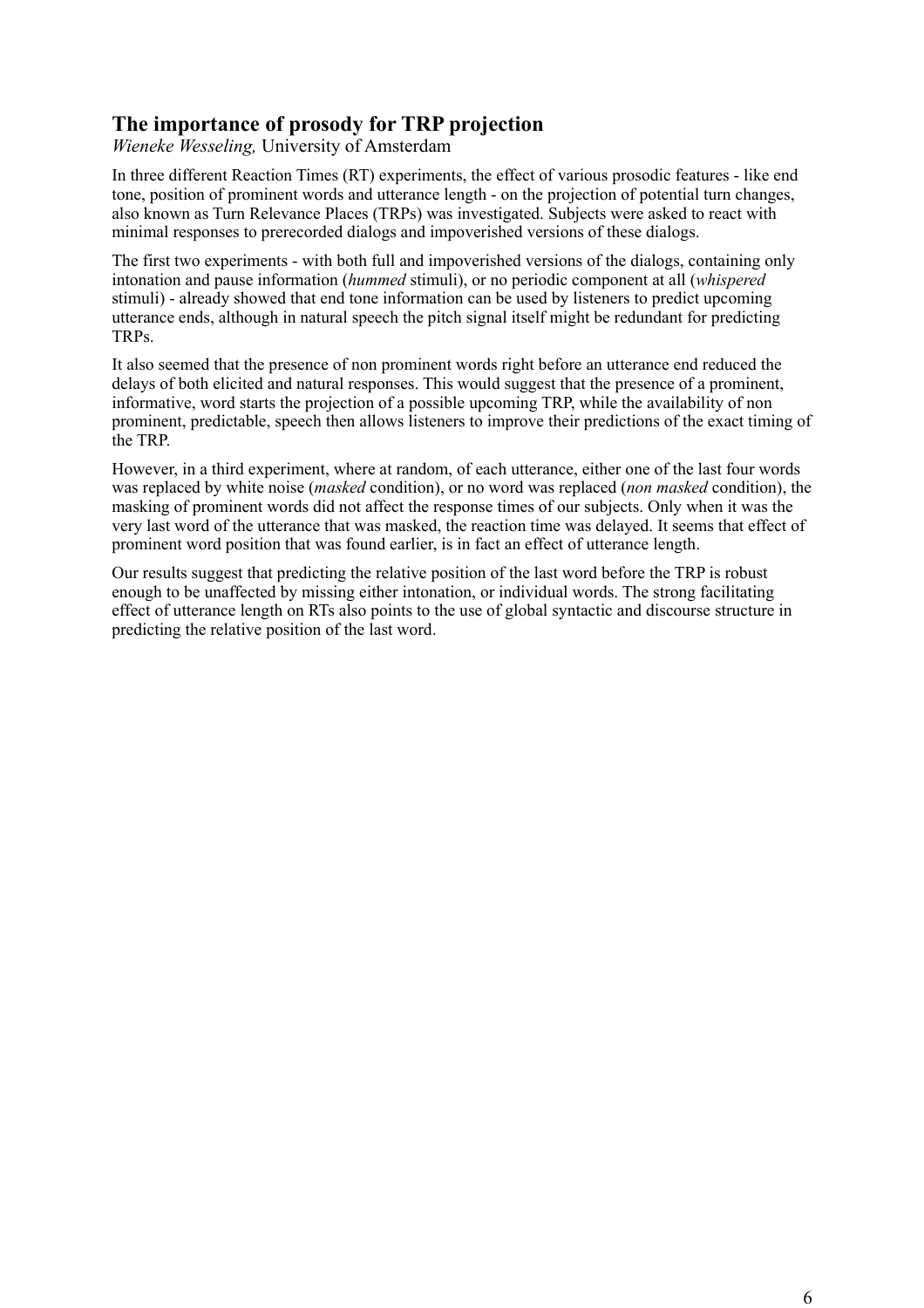## The importance of prosody for TRP projection

*Wieneke Wesseling,* University of Amsterdam

In three different Reaction Times (RT) experiments, the effect of various prosodic features - like end tone, position of prominent words and utterance length - on the projection of potential turn changes, also known as Turn Relevance Places (TRPs) was investigated. Subjects were asked to react with minimal responses to prerecorded dialogs and impoverished versions of these dialogs.

The first two experiments - with both full and impoverished versions of the dialogs, containing only intonation and pause information (*hummed* stimuli), or no periodic component at all (*whispered* stimuli) - already showed that end tone information can be used by listeners to predict upcoming utterance ends, although in natural speech the pitch signal itself might be redundant for predicting TRPs.

It also seemed that the presence of non prominent words right before an utterance end reduced the delays of both elicited and natural responses. This would suggest that the presence of a prominent, informative, word starts the projection of a possible upcoming TRP, while the availability of non prominent, predictable, speech then allows listeners to improve their predictions of the exact timing of the TRP.

However, in a third experiment, where at random, of each utterance, either one of the last four words was replaced by white noise (*masked* condition), or no word was replaced (*non masked* condition), the masking of prominent words did not affect the response times of our subjects. Only when it was the very last word of the utterance that was masked, the reaction time was delayed. It seems that effect of prominent word position that was found earlier, is in fact an effect of utterance length.

Our results suggest that predicting the relative position of the last word before the TRP is robust enough to be unaffected by missing either intonation, or individual words. The strong facilitating effect of utterance length on RTs also points to the use of global syntactic and discourse structure in predicting the relative position of the last word.